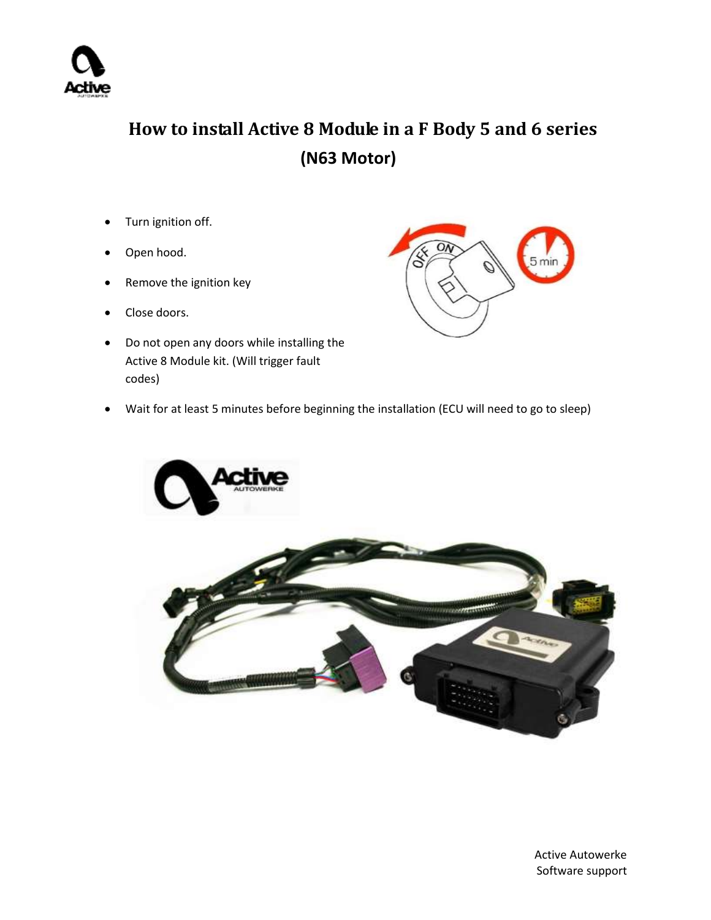# How to install Active 8 Module in a F Body 5 and 6 series

## (N63 Motor)

- Turn ignition off.
- Open hood.
- Remove the ignition key
- Close doors.
- Do not open any doors while installing the Active 8 Module kit. (Will trigger fault codes)
- Wait for at least 5 minutes before beginning the installation (ECU will need to go to sleep)

Active Autowerke
Software support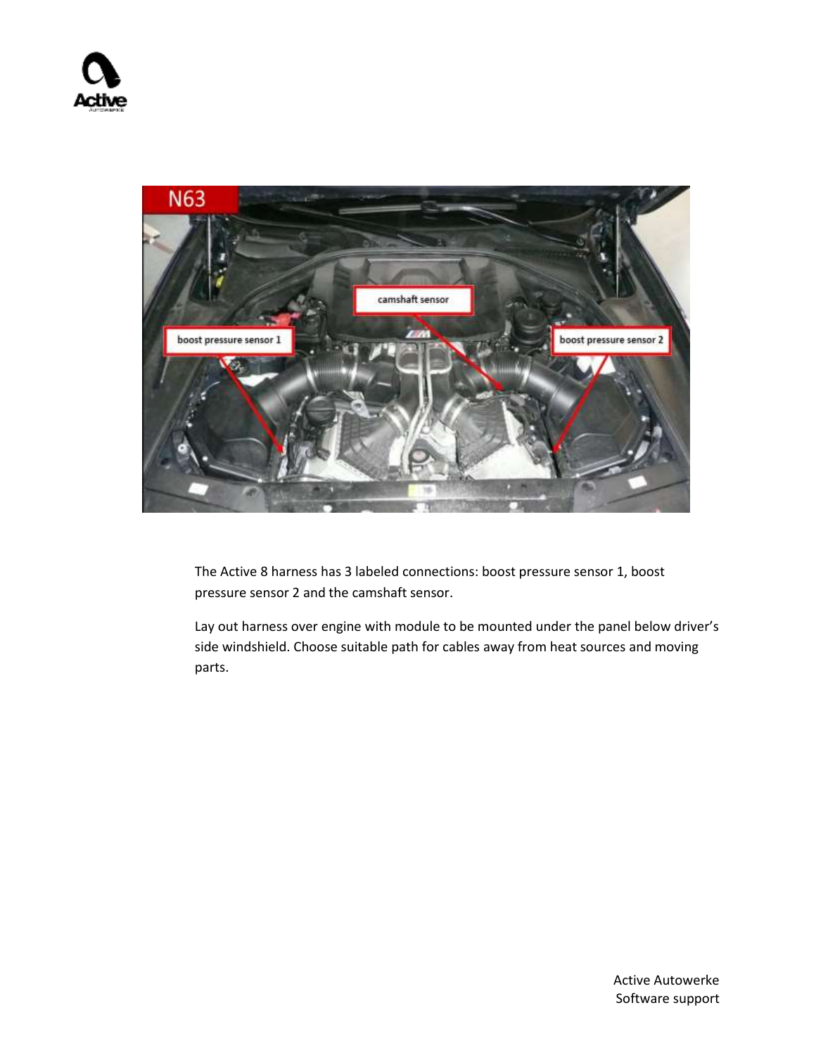The Active 8 harness has 3 labeled connections: boost pressure sensor 1, boost pressure sensor 2 and the camshaft sensor.

Lay out harness over engine with module to be mounted under the panel below driver's side windshield. Choose suitable path for cables away from heat sources and moving parts.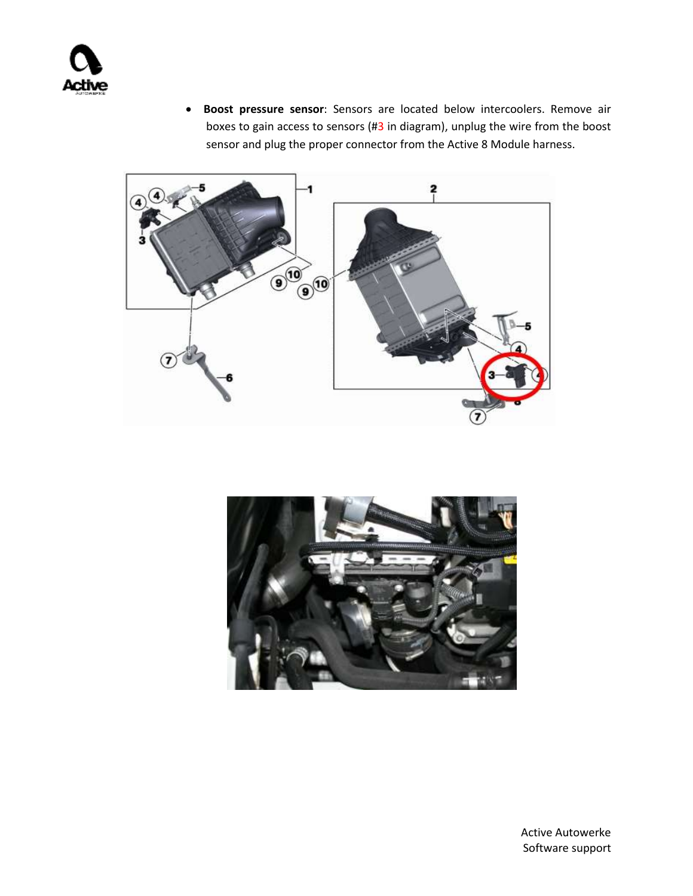- **Boost pressure sensor**: Sensors are located below intercoolers. Remove air boxes to gain access to sensors (#3 in diagram), unplug the wire from the boost sensor and plug the proper connector from the Active 8 Module harness.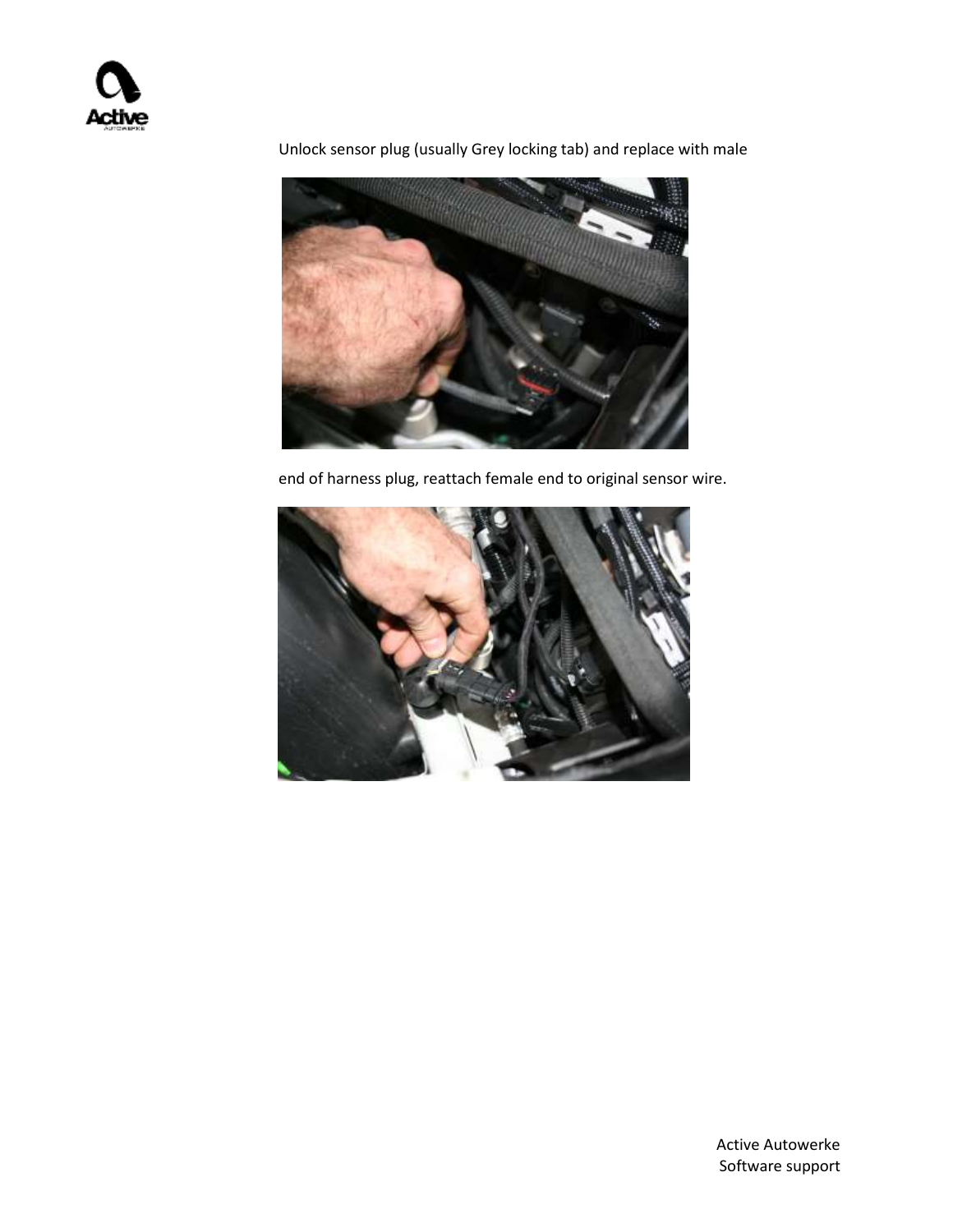Unlock sensor plug (usually Grey locking tab) and replace with male

end of harness plug, reattach female end to original sensor wire.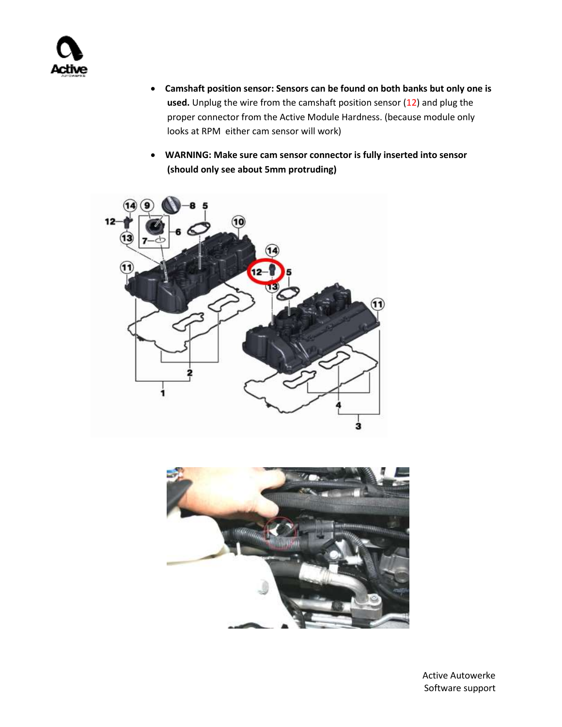- **Camshaft position sensor: Sensors can be found on both banks but only one is used.** Unplug the wire from the camshaft position sensor (12) and plug the proper connector from the Active Module Hardness. (because module only looks at RPM either cam sensor will work)

- **WARNING: Make sure cam sensor connector is fully inserted into sensor (should only see about 5mm protruding)**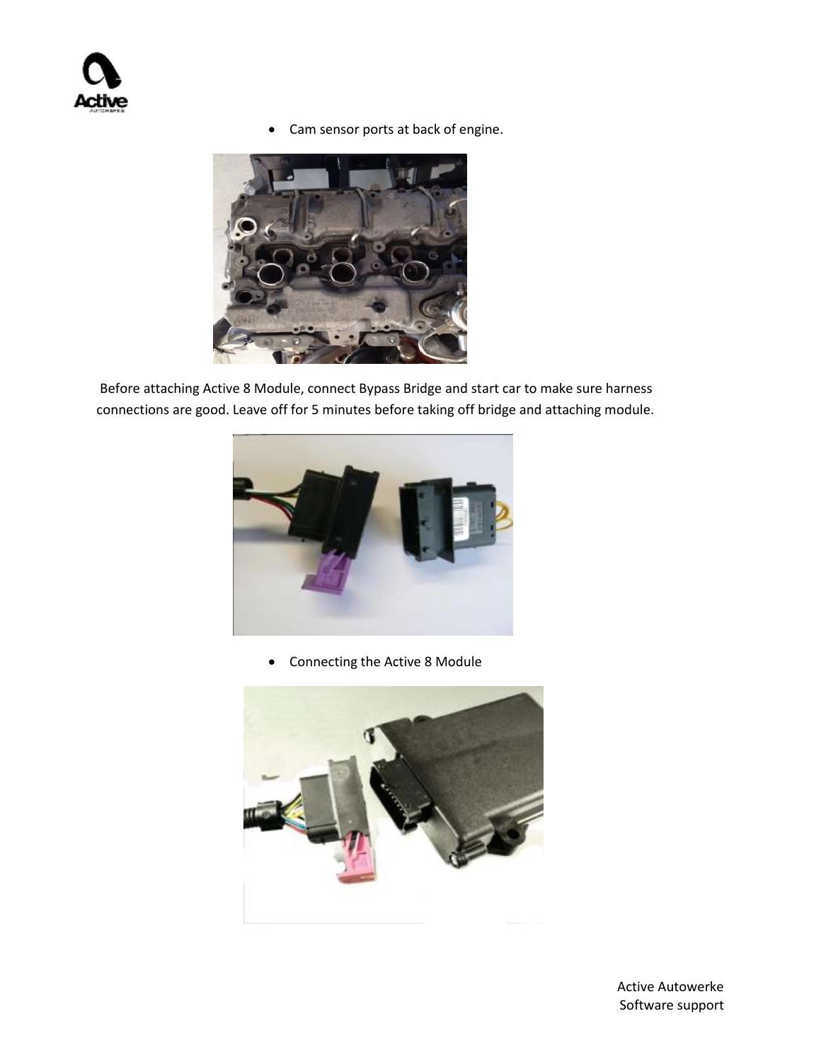- Cam sensor ports at back of engine.

Before attaching Active 8 Module, connect Bypass Bridge and start car to make sure harness connections are good. Leave off for 5 minutes before taking off bridge and attaching module.

- Connecting the Active 8 Module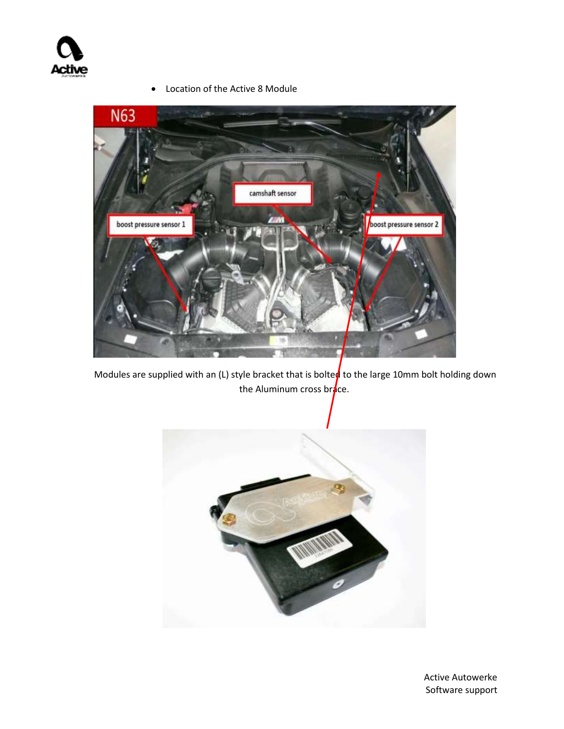- Location of the Active 8 Module

Modules are supplied with an (L) style bracket that is bolted to the large 10mm bolt holding down the Aluminum cross brace.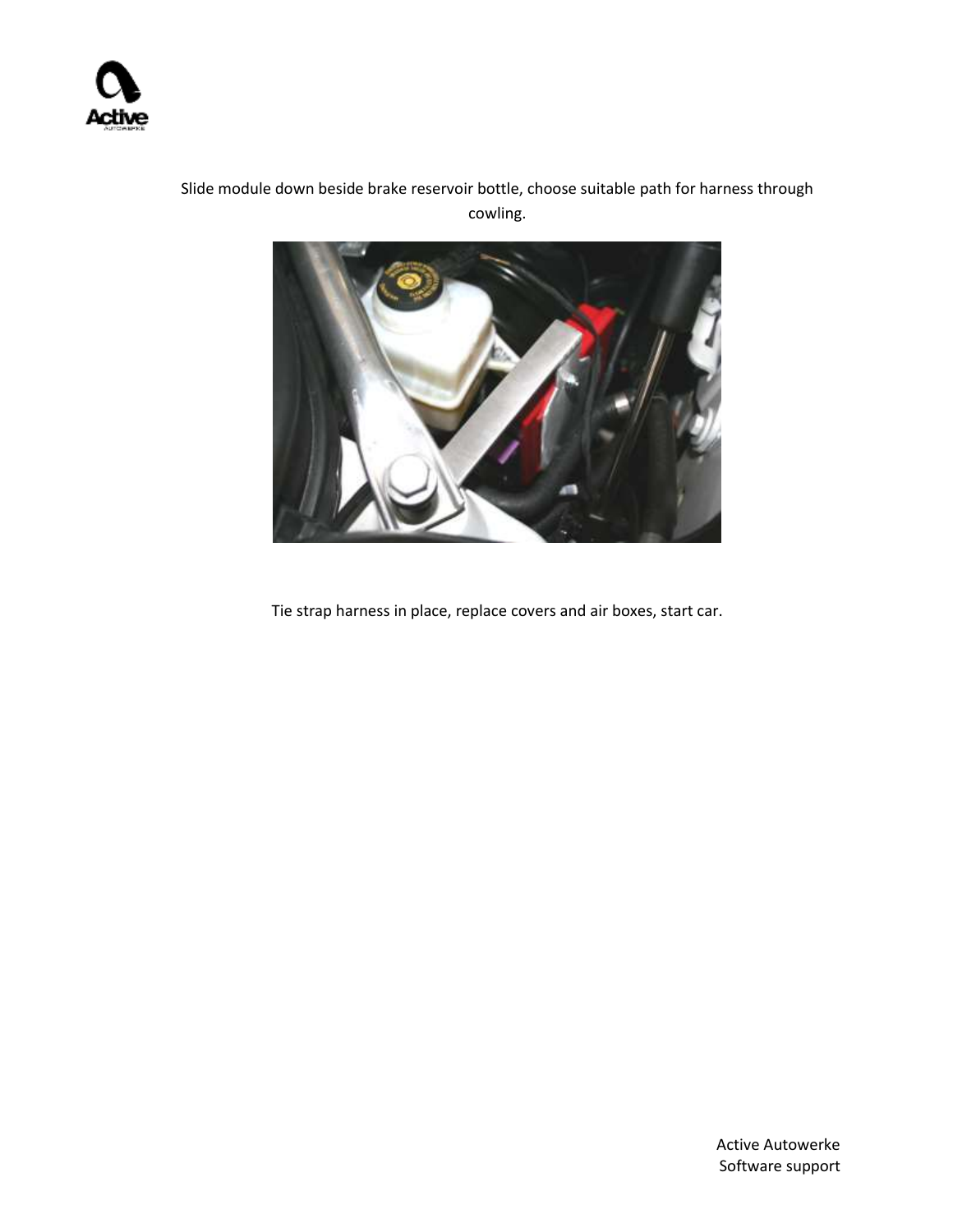Slide module down beside brake reservoir bottle, choose suitable path for harness through cowling.

Tie strap harness in place, replace covers and air boxes, start car.